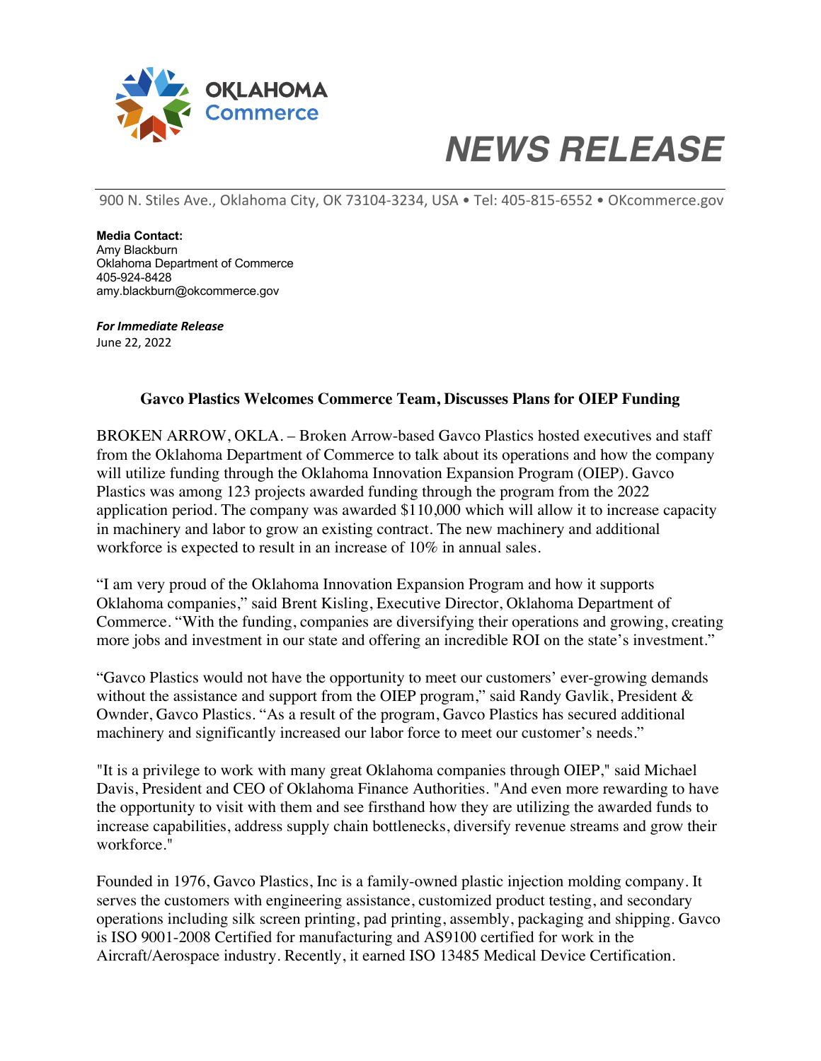OKLAHOMA Commerce

# NEWS RELEASE

900 N. Stiles Ave., Oklahoma City, OK 73104-3234, USA • Tel: 405-815-6552 • OKcommerce.gov

**Media Contact:**
Amy Blackburn
Oklahoma Department of Commerce
405-924-8428
amy.blackburn@okcommerce.gov

***For Immediate Release***
June 22, 2022

## Gavco Plastics Welcomes Commerce Team, Discusses Plans for OIEP Funding

BROKEN ARROW, OKLA. – Broken Arrow-based Gavco Plastics hosted executives and staff from the Oklahoma Department of Commerce to talk about its operations and how the company will utilize funding through the Oklahoma Innovation Expansion Program (OIEP). Gavco Plastics was among 123 projects awarded funding through the program from the 2022 application period. The company was awarded $110,000 which will allow it to increase capacity in machinery and labor to grow an existing contract. The new machinery and additional workforce is expected to result in an increase of 10% in annual sales.

"I am very proud of the Oklahoma Innovation Expansion Program and how it supports Oklahoma companies," said Brent Kisling, Executive Director, Oklahoma Department of Commerce. "With the funding, companies are diversifying their operations and growing, creating more jobs and investment in our state and offering an incredible ROI on the state's investment."

"Gavco Plastics would not have the opportunity to meet our customers' ever-growing demands without the assistance and support from the OIEP program," said Randy Gavlik, President & Ownder, Gavco Plastics. "As a result of the program, Gavco Plastics has secured additional machinery and significantly increased our labor force to meet our customer's needs."

"It is a privilege to work with many great Oklahoma companies through OIEP," said Michael Davis, President and CEO of Oklahoma Finance Authorities. "And even more rewarding to have the opportunity to visit with them and see firsthand how they are utilizing the awarded funds to increase capabilities, address supply chain bottlenecks, diversify revenue streams and grow their workforce."

Founded in 1976, Gavco Plastics, Inc is a family-owned plastic injection molding company. It serves the customers with engineering assistance, customized product testing, and secondary operations including silk screen printing, pad printing, assembly, packaging and shipping. Gavco is ISO 9001-2008 Certified for manufacturing and AS9100 certified for work in the Aircraft/Aerospace industry. Recently, it earned ISO 13485 Medical Device Certification.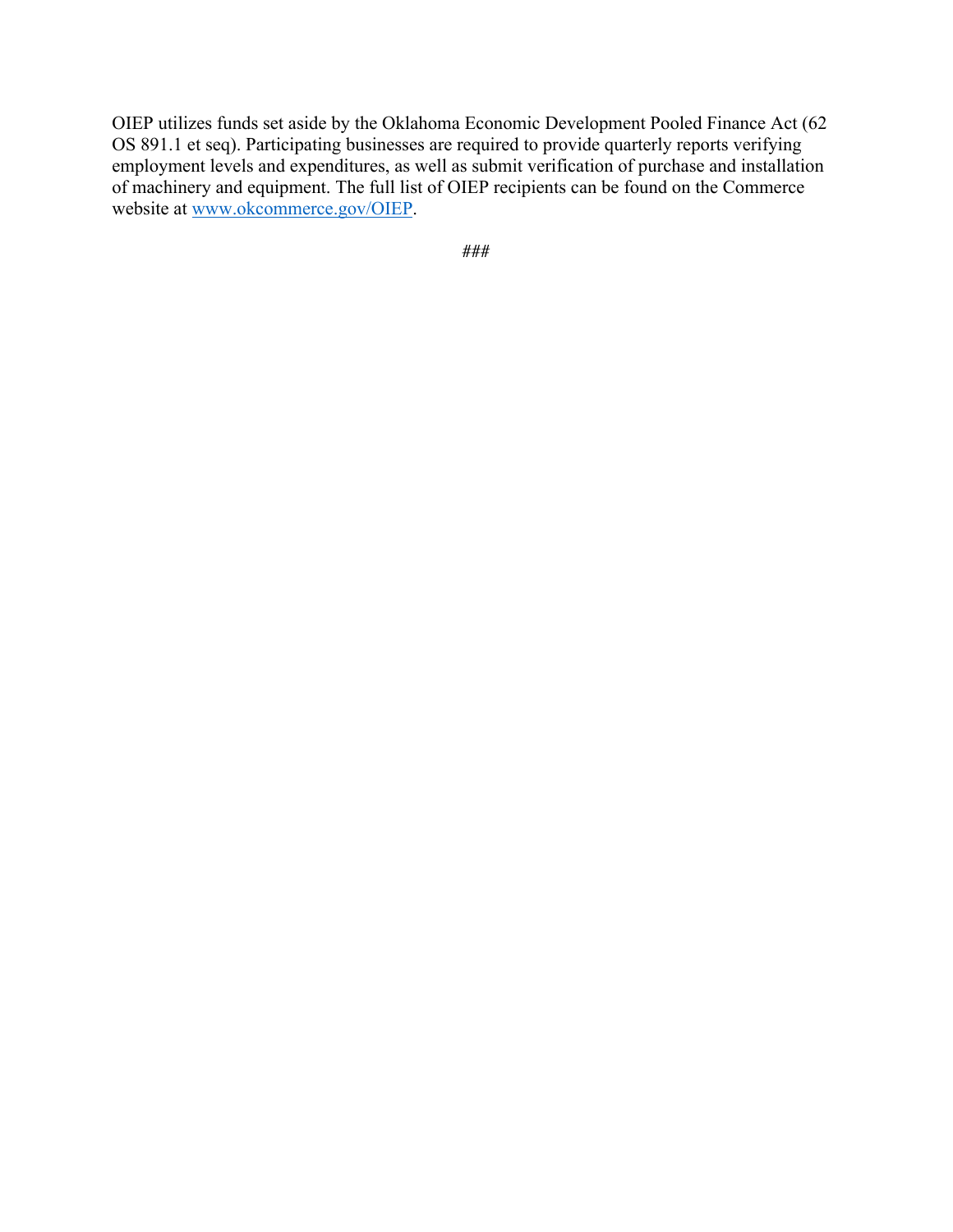OIEP utilizes funds set aside by the Oklahoma Economic Development Pooled Finance Act (62 OS 891.1 et seq). Participating businesses are required to provide quarterly reports verifying employment levels and expenditures, as well as submit verification of purchase and installation of machinery and equipment. The full list of OIEP recipients can be found on the Commerce website at [www.okcommerce.gov/OIEP](http://www.okcommerce.gov/OIEP).

###